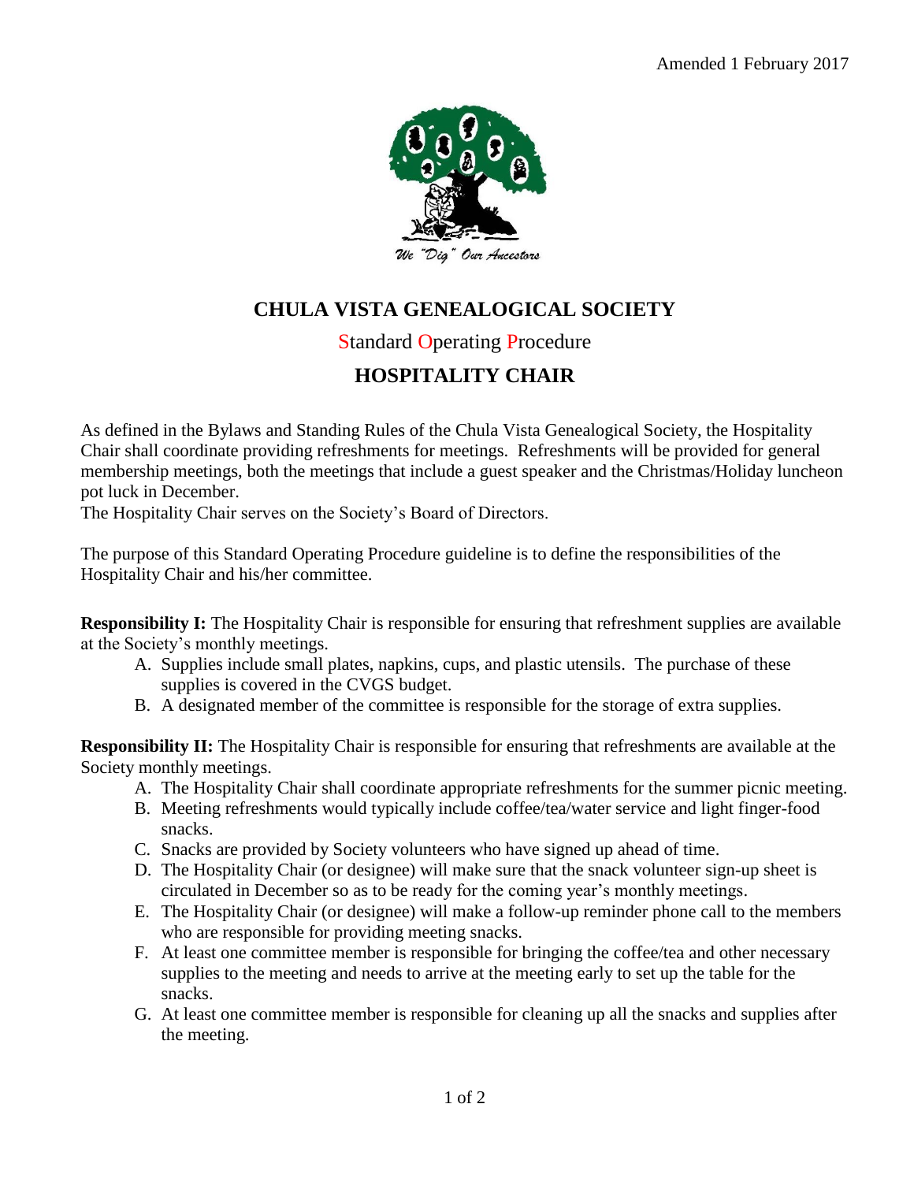Amended 1 February 2017

We "Dig" Our Ancestors

# CHULA VISTA GENEALOGICAL SOCIETY

## Standard Operating Procedure

## HOSPITALITY CHAIR

As defined in the Bylaws and Standing Rules of the Chula Vista Genealogical Society, the Hospitality Chair shall coordinate providing refreshments for meetings. Refreshments will be provided for general membership meetings, both the meetings that include a guest speaker and the Christmas/Holiday luncheon pot luck in December.
The Hospitality Chair serves on the Society's Board of Directors.

The purpose of this Standard Operating Procedure guideline is to define the responsibilities of the Hospitality Chair and his/her committee.

**Responsibility I:** The Hospitality Chair is responsible for ensuring that refreshment supplies are available at the Society's monthly meetings.

A. Supplies include small plates, napkins, cups, and plastic utensils. The purchase of these supplies is covered in the CVGS budget.
B. A designated member of the committee is responsible for the storage of extra supplies.

**Responsibility II:** The Hospitality Chair is responsible for ensuring that refreshments are available at the Society monthly meetings.

A. The Hospitality Chair shall coordinate appropriate refreshments for the summer picnic meeting.
B. Meeting refreshments would typically include coffee/tea/water service and light finger-food snacks.
C. Snacks are provided by Society volunteers who have signed up ahead of time.
D. The Hospitality Chair (or designee) will make sure that the snack volunteer sign-up sheet is circulated in December so as to be ready for the coming year's monthly meetings.
E. The Hospitality Chair (or designee) will make a follow-up reminder phone call to the members who are responsible for providing meeting snacks.
F. At least one committee member is responsible for bringing the coffee/tea and other necessary supplies to the meeting and needs to arrive at the meeting early to set up the table for the snacks.
G. At least one committee member is responsible for cleaning up all the snacks and supplies after the meeting.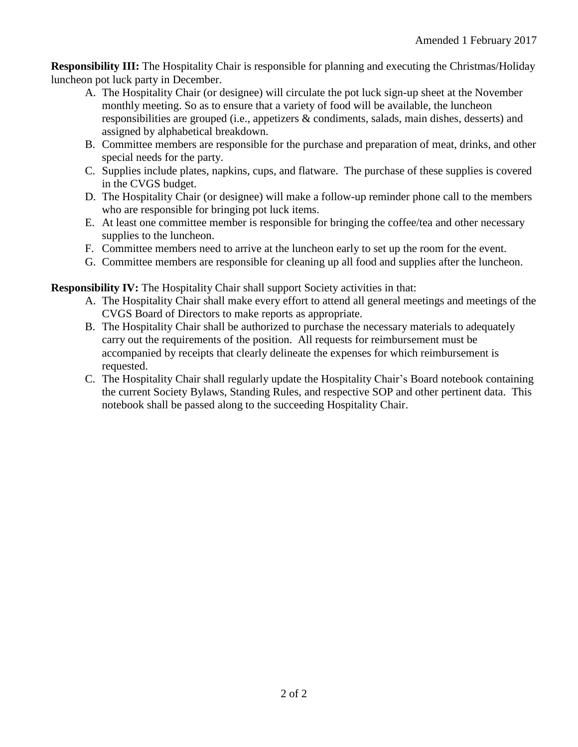Amended 1 February 2017

**Responsibility III:** The Hospitality Chair is responsible for planning and executing the Christmas/Holiday luncheon pot luck party in December.

A. The Hospitality Chair (or designee) will circulate the pot luck sign-up sheet at the November monthly meeting. So as to ensure that a variety of food will be available, the luncheon responsibilities are grouped (i.e., appetizers & condiments, salads, main dishes, desserts) and assigned by alphabetical breakdown.
B. Committee members are responsible for the purchase and preparation of meat, drinks, and other special needs for the party.
C. Supplies include plates, napkins, cups, and flatware. The purchase of these supplies is covered in the CVGS budget.
D. The Hospitality Chair (or designee) will make a follow-up reminder phone call to the members who are responsible for bringing pot luck items.
E. At least one committee member is responsible for bringing the coffee/tea and other necessary supplies to the luncheon.
F. Committee members need to arrive at the luncheon early to set up the room for the event.
G. Committee members are responsible for cleaning up all food and supplies after the luncheon.

**Responsibility IV:** The Hospitality Chair shall support Society activities in that:

A. The Hospitality Chair shall make every effort to attend all general meetings and meetings of the CVGS Board of Directors to make reports as appropriate.
B. The Hospitality Chair shall be authorized to purchase the necessary materials to adequately carry out the requirements of the position. All requests for reimbursement must be accompanied by receipts that clearly delineate the expenses for which reimbursement is requested.
C. The Hospitality Chair shall regularly update the Hospitality Chair's Board notebook containing the current Society Bylaws, Standing Rules, and respective SOP and other pertinent data. This notebook shall be passed along to the succeeding Hospitality Chair.